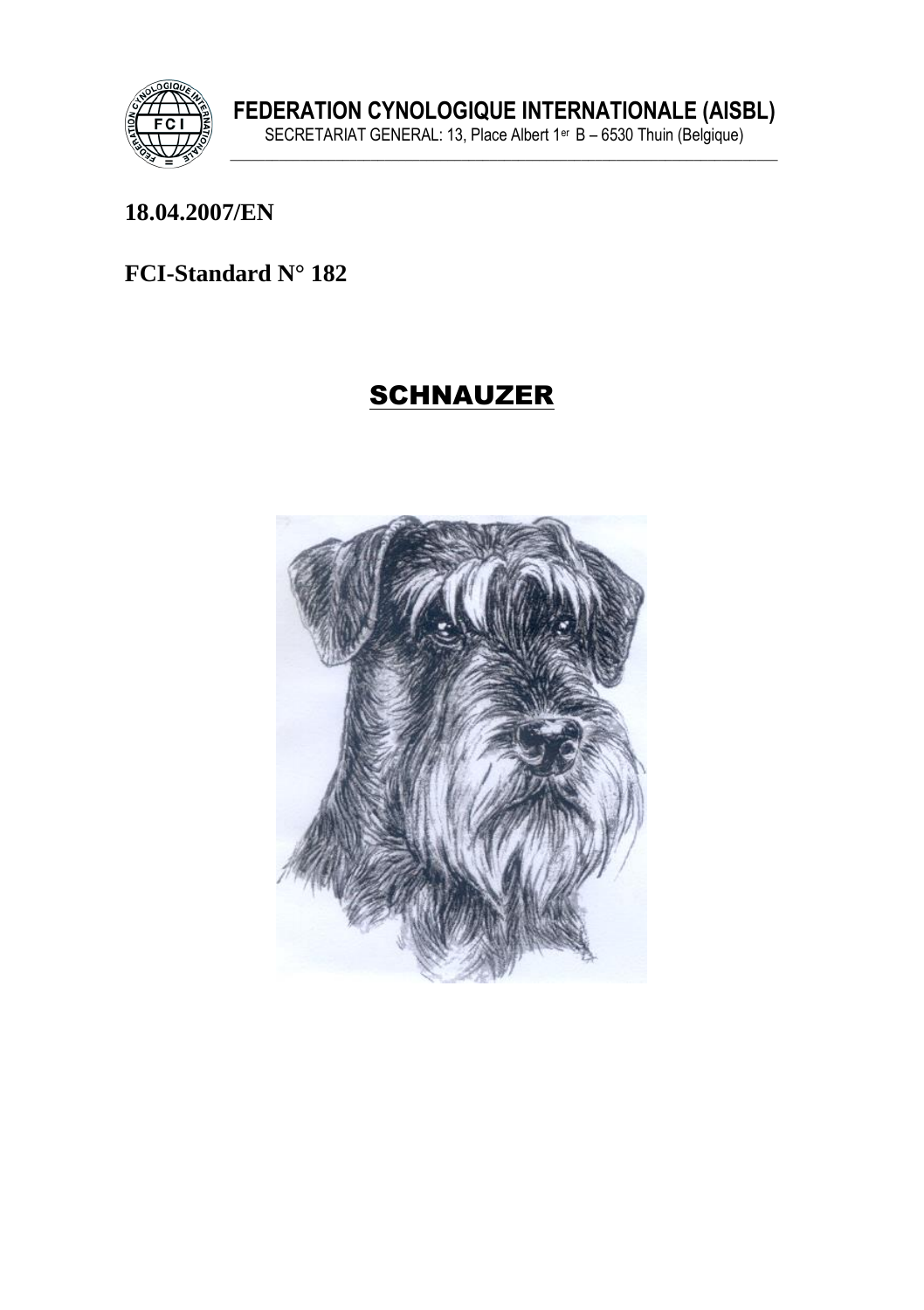**FEDERATION CYNOLOGIQUE INTERNATIONALE (AISBL)**
SECRETARIAT GENERAL: 13, Place Albert 1er B – 6530 Thuin (Belgique)

**18.04.2007/EN**

**FCI-Standard N° 182**

# SCHNAUZER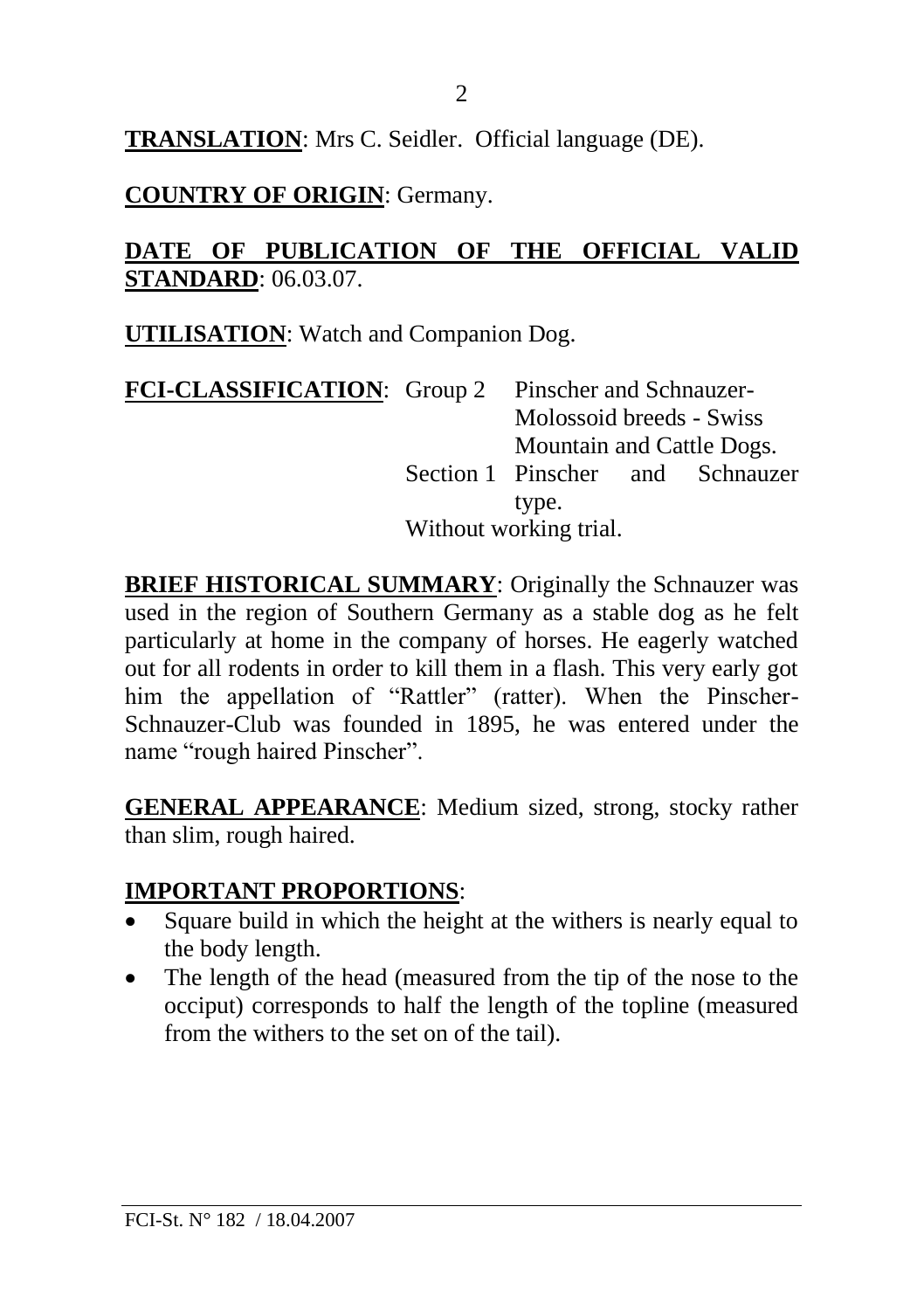**TRANSLATION**: Mrs C. Seidler. Official language (DE).

**COUNTRY OF ORIGIN**: Germany.

**DATE OF PUBLICATION OF THE OFFICIAL VALID STANDARD**: 06.03.07.

**UTILISATION**: Watch and Companion Dog.

**FCI-CLASSIFICATION**: Group 2 Pinscher and Schnauzer-Molossoid breeds - Swiss Mountain and Cattle Dogs.
Section 1 Pinscher and Schnauzer type.
Without working trial.

**BRIEF HISTORICAL SUMMARY**: Originally the Schnauzer was used in the region of Southern Germany as a stable dog as he felt particularly at home in the company of horses. He eagerly watched out for all rodents in order to kill them in a flash. This very early got him the appellation of "Rattler" (ratter). When the Pinscher-Schnauzer-Club was founded in 1895, he was entered under the name "rough haired Pinscher".

**GENERAL APPEARANCE**: Medium sized, strong, stocky rather than slim, rough haired.

**IMPORTANT PROPORTIONS**:

- Square build in which the height at the withers is nearly equal to the body length.
- The length of the head (measured from the tip of the nose to the occiput) corresponds to half the length of the topline (measured from the withers to the set on of the tail).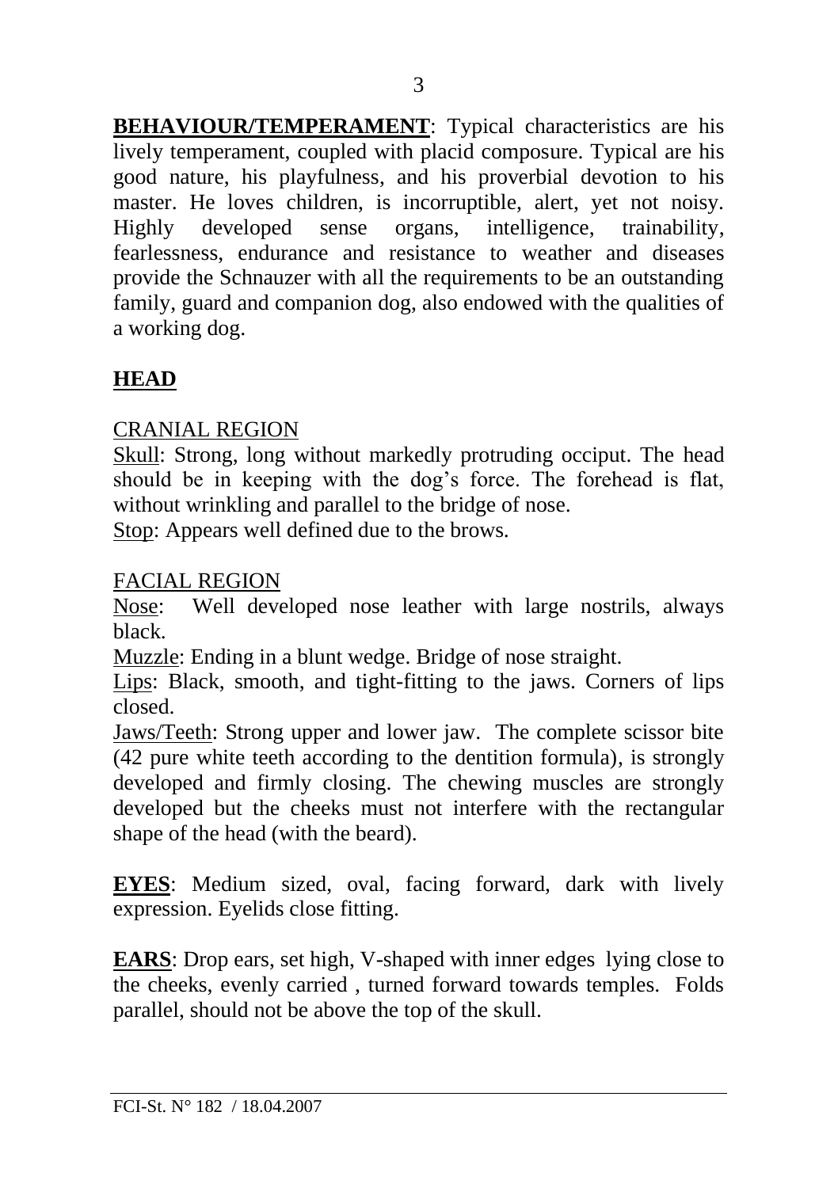**BEHAVIOUR/TEMPERAMENT**: Typical characteristics are his lively temperament, coupled with placid composure. Typical are his good nature, his playfulness, and his proverbial devotion to his master. He loves children, is incorruptible, alert, yet not noisy. Highly developed sense organs, intelligence, trainability, fearlessness, endurance and resistance to weather and diseases provide the Schnauzer with all the requirements to be an outstanding family, guard and companion dog, also endowed with the qualities of a working dog.

## HEAD

### CRANIAL REGION

<u>Skull</u>: Strong, long without markedly protruding occiput. The head should be in keeping with the dog's force. The forehead is flat, without wrinkling and parallel to the bridge of nose.

<u>Stop</u>: Appears well defined due to the brows.

### FACIAL REGION

<u>Nose</u>: Well developed nose leather with large nostrils, always black.

<u>Muzzle</u>: Ending in a blunt wedge. Bridge of nose straight.

<u>Lips</u>: Black, smooth, and tight-fitting to the jaws. Corners of lips closed.

<u>Jaws/Teeth</u>: Strong upper and lower jaw. The complete scissor bite (42 pure white teeth according to the dentition formula), is strongly developed and firmly closing. The chewing muscles are strongly developed but the cheeks must not interfere with the rectangular shape of the head (with the beard).

**EYES**: Medium sized, oval, facing forward, dark with lively expression. Eyelids close fitting.

**EARS**: Drop ears, set high, V-shaped with inner edges lying close to the cheeks, evenly carried , turned forward towards temples. Folds parallel, should not be above the top of the skull.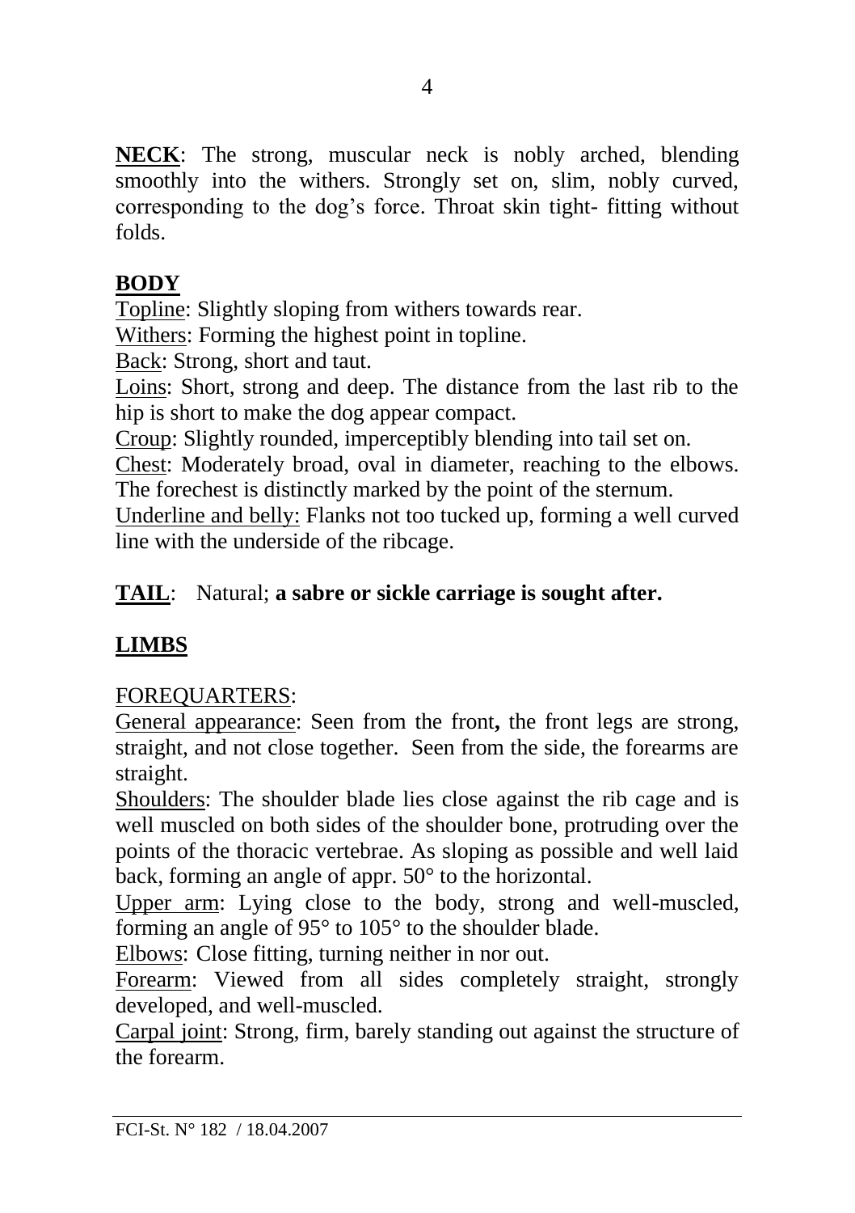**NECK**: The strong, muscular neck is nobly arched, blending smoothly into the withers. Strongly set on, slim, nobly curved, corresponding to the dog's force. Throat skin tight- fitting without folds.

**BODY**

Topline: Slightly sloping from withers towards rear.

Withers: Forming the highest point in topline.

Back: Strong, short and taut.

Loins: Short, strong and deep. The distance from the last rib to the hip is short to make the dog appear compact.

Croup: Slightly rounded, imperceptibly blending into tail set on.

Chest: Moderately broad, oval in diameter, reaching to the elbows. The forechest is distinctly marked by the point of the sternum.

Underline and belly: Flanks not too tucked up, forming a well curved line with the underside of the ribcage.

**TAIL**: Natural; **a sabre or sickle carriage is sought after.**

**LIMBS**

FOREQUARTERS:

General appearance: Seen from the front**,** the front legs are strong, straight, and not close together. Seen from the side, the forearms are straight.

Shoulders: The shoulder blade lies close against the rib cage and is well muscled on both sides of the shoulder bone, protruding over the points of the thoracic vertebrae. As sloping as possible and well laid back, forming an angle of appr. 50° to the horizontal.

Upper arm: Lying close to the body, strong and well-muscled, forming an angle of 95° to 105° to the shoulder blade.

Elbows: Close fitting, turning neither in nor out.

Forearm: Viewed from all sides completely straight, strongly developed, and well-muscled.

Carpal joint: Strong, firm, barely standing out against the structure of the forearm.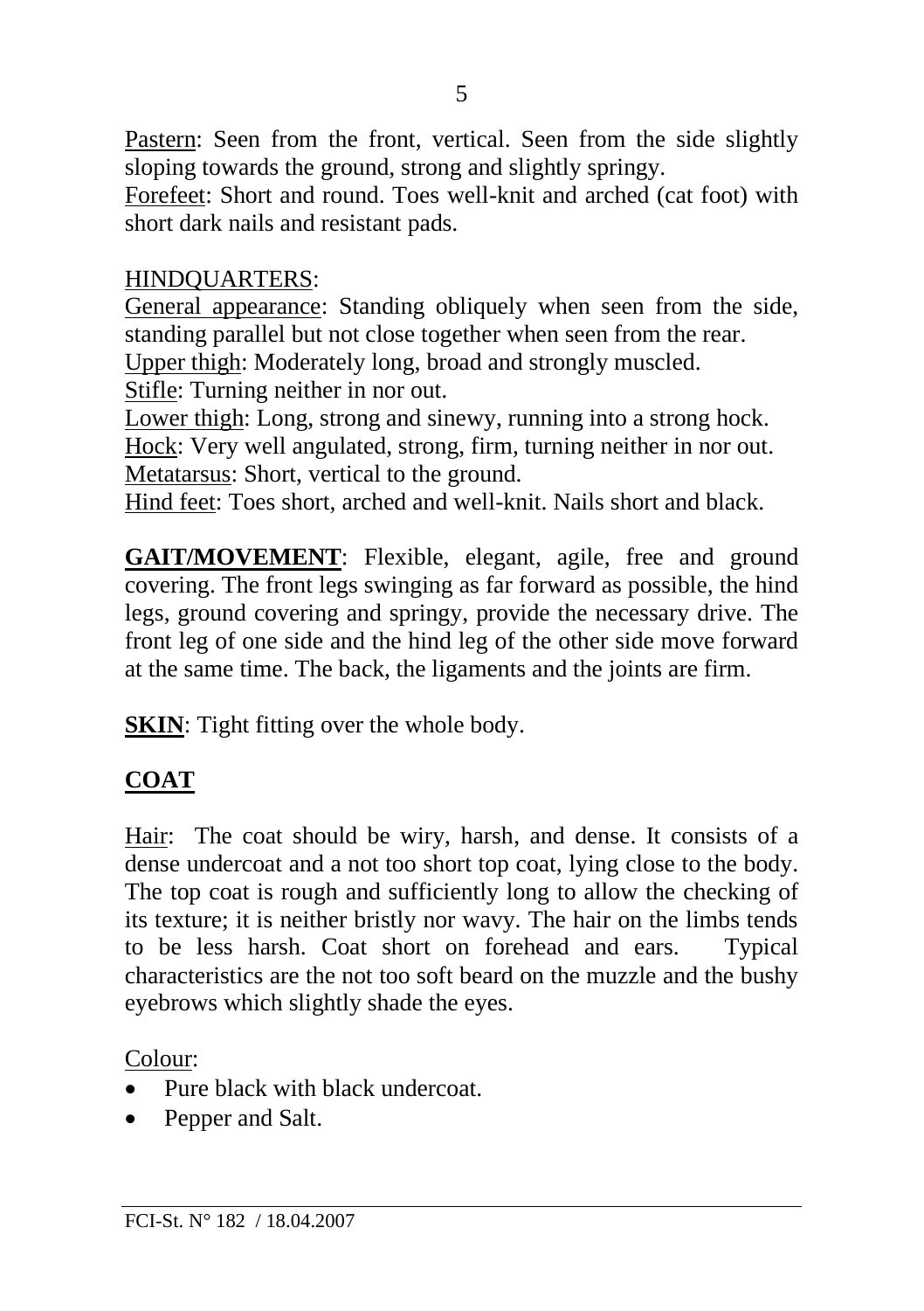<u>Pastern</u>: Seen from the front, vertical. Seen from the side slightly sloping towards the ground, strong and slightly springy.
<u>Forefeet</u>: Short and round. Toes well-knit and arched (cat foot) with short dark nails and resistant pads.

<u>HINDQUARTERS</u>:
<u>General appearance</u>: Standing obliquely when seen from the side, standing parallel but not close together when seen from the rear.
<u>Upper thigh</u>: Moderately long, broad and strongly muscled.
<u>Stifle</u>: Turning neither in nor out.
<u>Lower thigh</u>: Long, strong and sinewy, running into a strong hock.
<u>Hock</u>: Very well angulated, strong, firm, turning neither in nor out.
<u>Metatarsus</u>: Short, vertical to the ground.
<u>Hind feet</u>: Toes short, arched and well-knit. Nails short and black.

**<u>GAIT/MOVEMENT</u>**: Flexible, elegant, agile, free and ground covering. The front legs swinging as far forward as possible, the hind legs, ground covering and springy, provide the necessary drive. The front leg of one side and the hind leg of the other side move forward at the same time. The back, the ligaments and the joints are firm.

**<u>SKIN</u>**: Tight fitting over the whole body.

## <u>COAT</u>

<u>Hair</u>: The coat should be wiry, harsh, and dense. It consists of a dense undercoat and a not too short top coat, lying close to the body. The top coat is rough and sufficiently long to allow the checking of its texture; it is neither bristly nor wavy. The hair on the limbs tends to be less harsh. Coat short on forehead and ears. Typical characteristics are the not too soft beard on the muzzle and the bushy eyebrows which slightly shade the eyes.

<u>Colour</u>:

- Pure black with black undercoat.
- Pepper and Salt.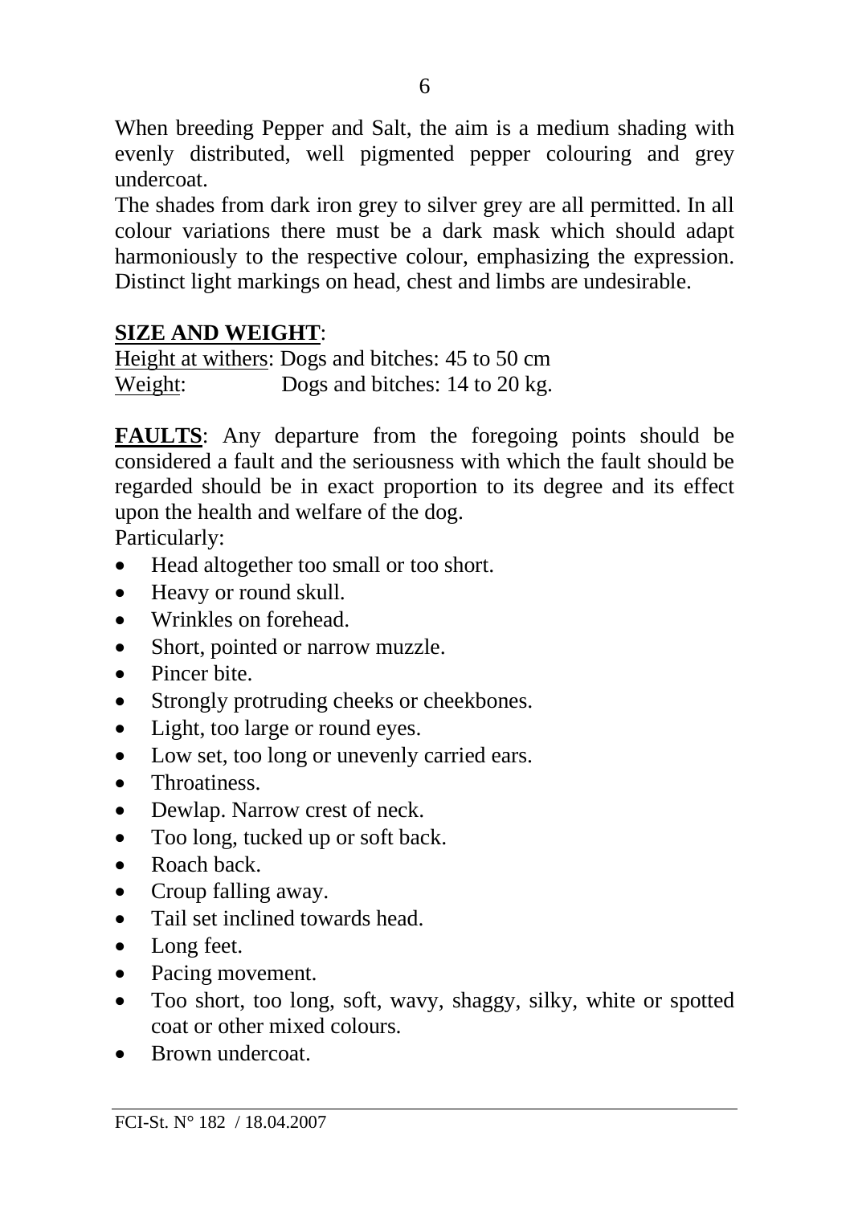When breeding Pepper and Salt, the aim is a medium shading with evenly distributed, well pigmented pepper colouring and grey undercoat.
The shades from dark iron grey to silver grey are all permitted. In all colour variations there must be a dark mask which should adapt harmoniously to the respective colour, emphasizing the expression. Distinct light markings on head, chest and limbs are undesirable.

**SIZE AND WEIGHT**:

Height at withers: Dogs and bitches: 45 to 50 cm
Weight: Dogs and bitches: 14 to 20 kg.

**FAULTS**: Any departure from the foregoing points should be considered a fault and the seriousness with which the fault should be regarded should be in exact proportion to its degree and its effect upon the health and welfare of the dog.
Particularly:

- Head altogether too small or too short.
- Heavy or round skull.
- Wrinkles on forehead.
- Short, pointed or narrow muzzle.
- Pincer bite.
- Strongly protruding cheeks or cheekbones.
- Light, too large or round eyes.
- Low set, too long or unevenly carried ears.
- Throatiness.
- Dewlap. Narrow crest of neck.
- Too long, tucked up or soft back.
- Roach back.
- Croup falling away.
- Tail set inclined towards head.
- Long feet.
- Pacing movement.
- Too short, too long, soft, wavy, shaggy, silky, white or spotted coat or other mixed colours.
- Brown undercoat.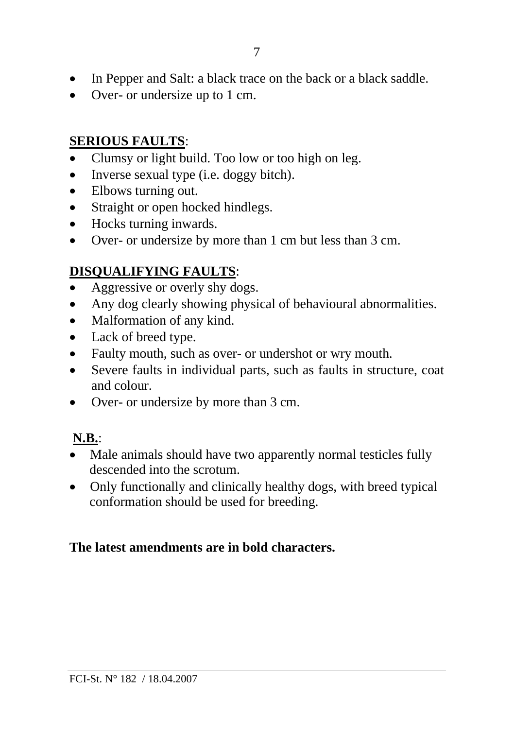- In Pepper and Salt: a black trace on the back or a black saddle.
- Over- or undersize up to 1 cm.

**SERIOUS FAULTS**:

- Clumsy or light build. Too low or too high on leg.
- Inverse sexual type (i.e. doggy bitch).
- Elbows turning out.
- Straight or open hocked hindlegs.
- Hocks turning inwards.
- Over- or undersize by more than 1 cm but less than 3 cm.

**DISQUALIFYING FAULTS**:

- Aggressive or overly shy dogs.
- Any dog clearly showing physical of behavioural abnormalities.
- Malformation of any kind.
- Lack of breed type.
- Faulty mouth, such as over- or undershot or wry mouth.
- Severe faults in individual parts, such as faults in structure, coat and colour.
- Over- or undersize by more than 3 cm.

**N.B.**:

- Male animals should have two apparently normal testicles fully descended into the scrotum.
- Only functionally and clinically healthy dogs, with breed typical conformation should be used for breeding.

**The latest amendments are in bold characters.**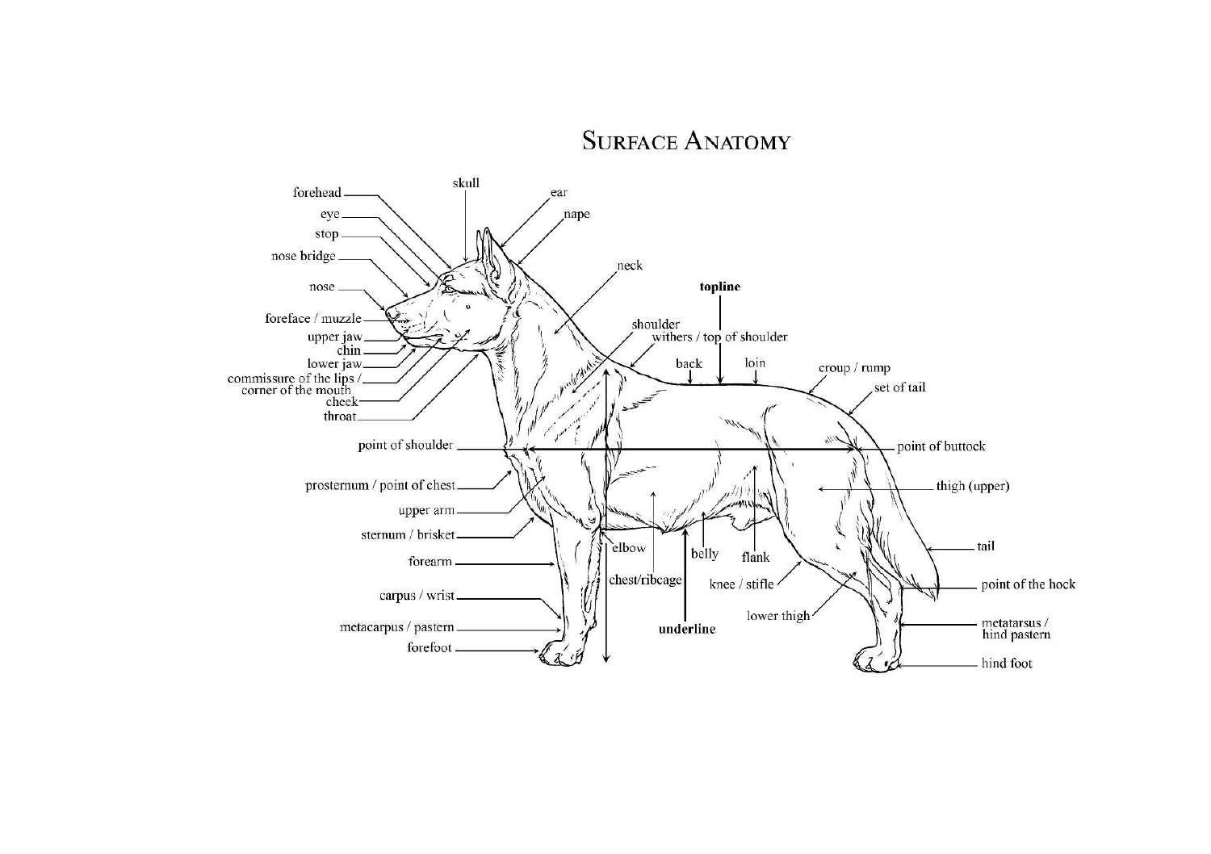# Surface Anatomy

forehead
eye
stop
nose bridge
nose
foreface / muzzle
upper jaw
chin
lower jaw
commissure of the lips / corner of the mouth
cheek
throat
skull
ear
nape
neck
topline
shoulder
withers / top of shoulder
back
loin
croup / rump
set of tail
point of shoulder
point of buttock
prosternum / point of chest
thigh (upper)
upper arm
sternum / brisket
elbow
belly
flank
tail
forearm
chest/ribcage
knee / stifle
point of the hock
carpus / wrist
lower thigh
metacarpus / pastern
underline
metatarsus / hind pastern
forefoot
hind foot